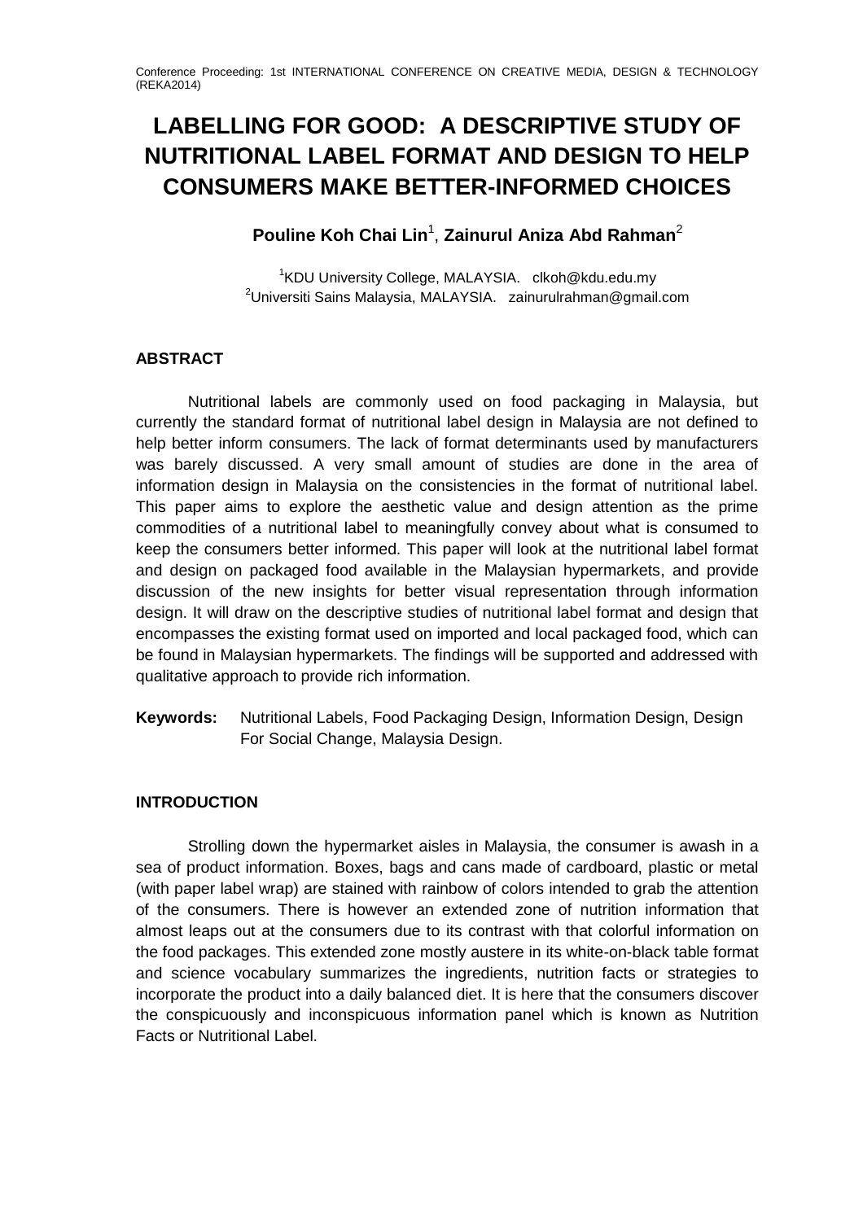# LABELLING FOR GOOD: A DESCRIPTIVE STUDY OF NUTRITIONAL LABEL FORMAT AND DESIGN TO HELP CONSUMERS MAKE BETTER-INFORMED CHOICES

**Pouline Koh Chai Lin**[1], **Zainurul Aniza Abd Rahman**[2]

[1]KDU University College, MALAYSIA. clkoh@kdu.edu.my
[2]Universiti Sains Malaysia, MALAYSIA. zainurulrahman@gmail.com

## ABSTRACT

Nutritional labels are commonly used on food packaging in Malaysia, but currently the standard format of nutritional label design in Malaysia are not defined to help better inform consumers. The lack of format determinants used by manufacturers was barely discussed. A very small amount of studies are done in the area of information design in Malaysia on the consistencies in the format of nutritional label. This paper aims to explore the aesthetic value and design attention as the prime commodities of a nutritional label to meaningfully convey about what is consumed to keep the consumers better informed. This paper will look at the nutritional label format and design on packaged food available in the Malaysian hypermarkets, and provide discussion of the new insights for better visual representation through information design. It will draw on the descriptive studies of nutritional label format and design that encompasses the existing format used on imported and local packaged food, which can be found in Malaysian hypermarkets. The findings will be supported and addressed with qualitative approach to provide rich information.

**Keywords:** Nutritional Labels, Food Packaging Design, Information Design, Design For Social Change, Malaysia Design.

## INTRODUCTION

Strolling down the hypermarket aisles in Malaysia, the consumer is awash in a sea of product information. Boxes, bags and cans made of cardboard, plastic or metal (with paper label wrap) are stained with rainbow of colors intended to grab the attention of the consumers. There is however an extended zone of nutrition information that almost leaps out at the consumers due to its contrast with that colorful information on the food packages. This extended zone mostly austere in its white-on-black table format and science vocabulary summarizes the ingredients, nutrition facts or strategies to incorporate the product into a daily balanced diet. It is here that the consumers discover the conspicuously and inconspicuous information panel which is known as Nutrition Facts or Nutritional Label.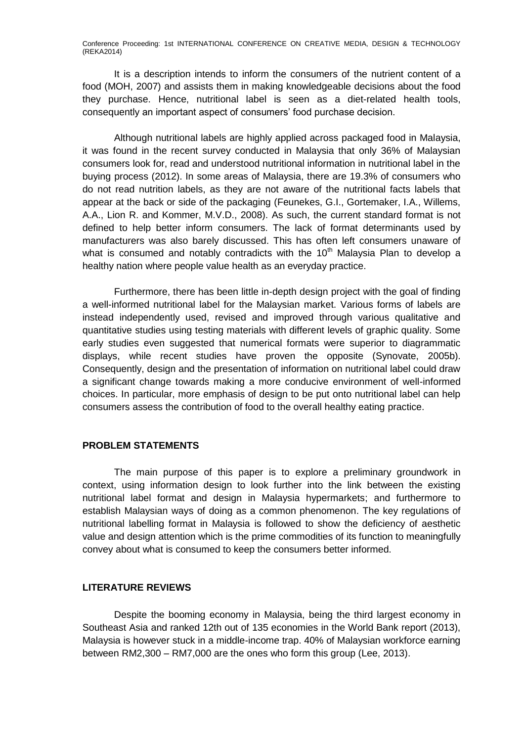It is a description intends to inform the consumers of the nutrient content of a food (MOH, 2007) and assists them in making knowledgeable decisions about the food they purchase. Hence, nutritional label is seen as a diet-related health tools, consequently an important aspect of consumers' food purchase decision.

Although nutritional labels are highly applied across packaged food in Malaysia, it was found in the recent survey conducted in Malaysia that only 36% of Malaysian consumers look for, read and understood nutritional information in nutritional label in the buying process (2012). In some areas of Malaysia, there are 19.3% of consumers who do not read nutrition labels, as they are not aware of the nutritional facts labels that appear at the back or side of the packaging (Feunekes, G.I., Gortemaker, I.A., Willems, A.A., Lion R. and Kommer, M.V.D., 2008). As such, the current standard format is not defined to help better inform consumers. The lack of format determinants used by manufacturers was also barely discussed. This has often left consumers unaware of what is consumed and notably contradicts with the 10th Malaysia Plan to develop a healthy nation where people value health as an everyday practice.

Furthermore, there has been little in-depth design project with the goal of finding a well-informed nutritional label for the Malaysian market. Various forms of labels are instead independently used, revised and improved through various qualitative and quantitative studies using testing materials with different levels of graphic quality. Some early studies even suggested that numerical formats were superior to diagrammatic displays, while recent studies have proven the opposite (Synovate, 2005b). Consequently, design and the presentation of information on nutritional label could draw a significant change towards making a more conducive environment of well-informed choices. In particular, more emphasis of design to be put onto nutritional label can help consumers assess the contribution of food to the overall healthy eating practice.

## PROBLEM STATEMENTS

The main purpose of this paper is to explore a preliminary groundwork in context, using information design to look further into the link between the existing nutritional label format and design in Malaysia hypermarkets; and furthermore to establish Malaysian ways of doing as a common phenomenon. The key regulations of nutritional labelling format in Malaysia is followed to show the deficiency of aesthetic value and design attention which is the prime commodities of its function to meaningfully convey about what is consumed to keep the consumers better informed.

## LITERATURE REVIEWS

Despite the booming economy in Malaysia, being the third largest economy in Southeast Asia and ranked 12th out of 135 economies in the World Bank report (2013), Malaysia is however stuck in a middle-income trap. 40% of Malaysian workforce earning between RM2,300 – RM7,000 are the ones who form this group (Lee, 2013).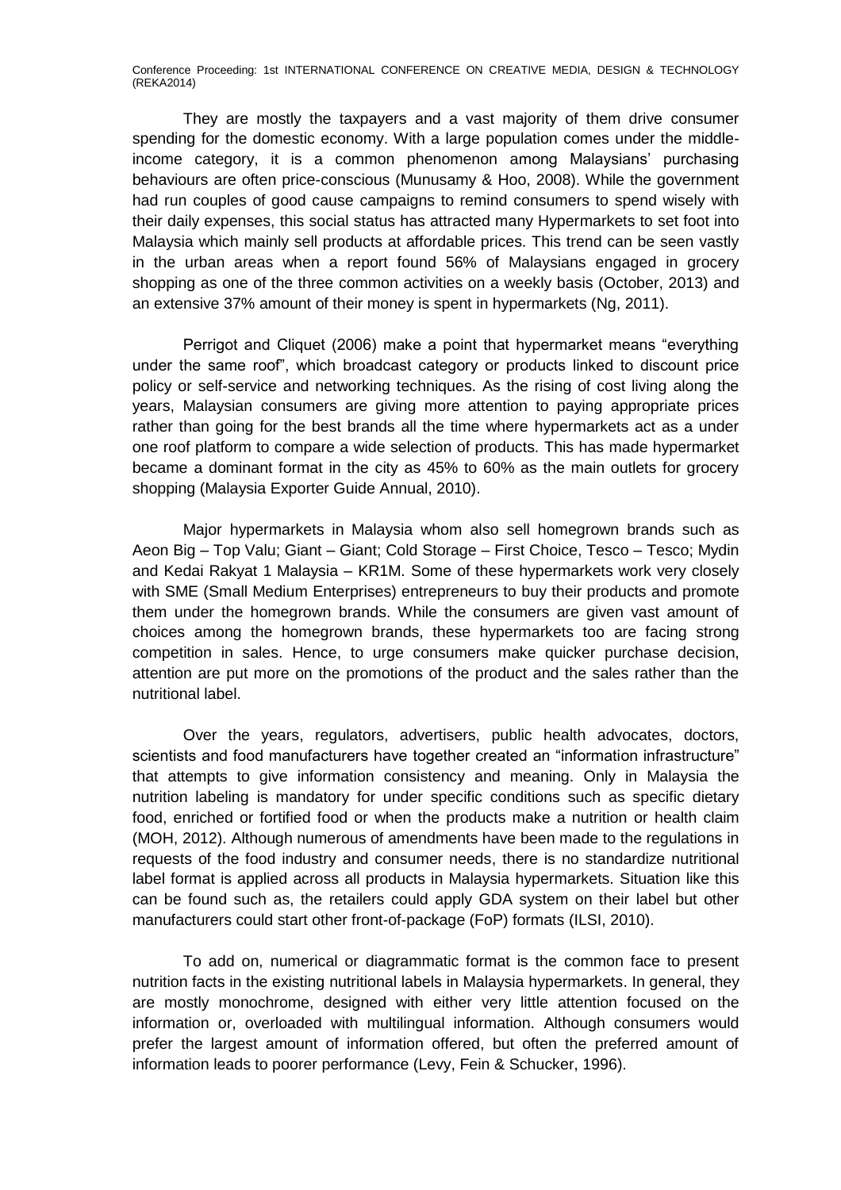They are mostly the taxpayers and a vast majority of them drive consumer spending for the domestic economy. With a large population comes under the middle-income category, it is a common phenomenon among Malaysians' purchasing behaviours are often price-conscious (Munusamy & Hoo, 2008). While the government had run couples of good cause campaigns to remind consumers to spend wisely with their daily expenses, this social status has attracted many Hypermarkets to set foot into Malaysia which mainly sell products at affordable prices. This trend can be seen vastly in the urban areas when a report found 56% of Malaysians engaged in grocery shopping as one of the three common activities on a weekly basis (October, 2013) and an extensive 37% amount of their money is spent in hypermarkets (Ng, 2011).

Perrigot and Cliquet (2006) make a point that hypermarket means "everything under the same roof", which broadcast category or products linked to discount price policy or self-service and networking techniques. As the rising of cost living along the years, Malaysian consumers are giving more attention to paying appropriate prices rather than going for the best brands all the time where hypermarkets act as a under one roof platform to compare a wide selection of products. This has made hypermarket became a dominant format in the city as 45% to 60% as the main outlets for grocery shopping (Malaysia Exporter Guide Annual, 2010).

Major hypermarkets in Malaysia whom also sell homegrown brands such as Aeon Big – Top Valu; Giant – Giant; Cold Storage – First Choice, Tesco – Tesco; Mydin and Kedai Rakyat 1 Malaysia – KR1M. Some of these hypermarkets work very closely with SME (Small Medium Enterprises) entrepreneurs to buy their products and promote them under the homegrown brands. While the consumers are given vast amount of choices among the homegrown brands, these hypermarkets too are facing strong competition in sales. Hence, to urge consumers make quicker purchase decision, attention are put more on the promotions of the product and the sales rather than the nutritional label.

Over the years, regulators, advertisers, public health advocates, doctors, scientists and food manufacturers have together created an "information infrastructure" that attempts to give information consistency and meaning. Only in Malaysia the nutrition labeling is mandatory for under specific conditions such as specific dietary food, enriched or fortified food or when the products make a nutrition or health claim (MOH, 2012). Although numerous of amendments have been made to the regulations in requests of the food industry and consumer needs, there is no standardize nutritional label format is applied across all products in Malaysia hypermarkets. Situation like this can be found such as, the retailers could apply GDA system on their label but other manufacturers could start other front-of-package (FoP) formats (ILSI, 2010).

To add on, numerical or diagrammatic format is the common face to present nutrition facts in the existing nutritional labels in Malaysia hypermarkets. In general, they are mostly monochrome, designed with either very little attention focused on the information or, overloaded with multilingual information. Although consumers would prefer the largest amount of information offered, but often the preferred amount of information leads to poorer performance (Levy, Fein & Schucker, 1996).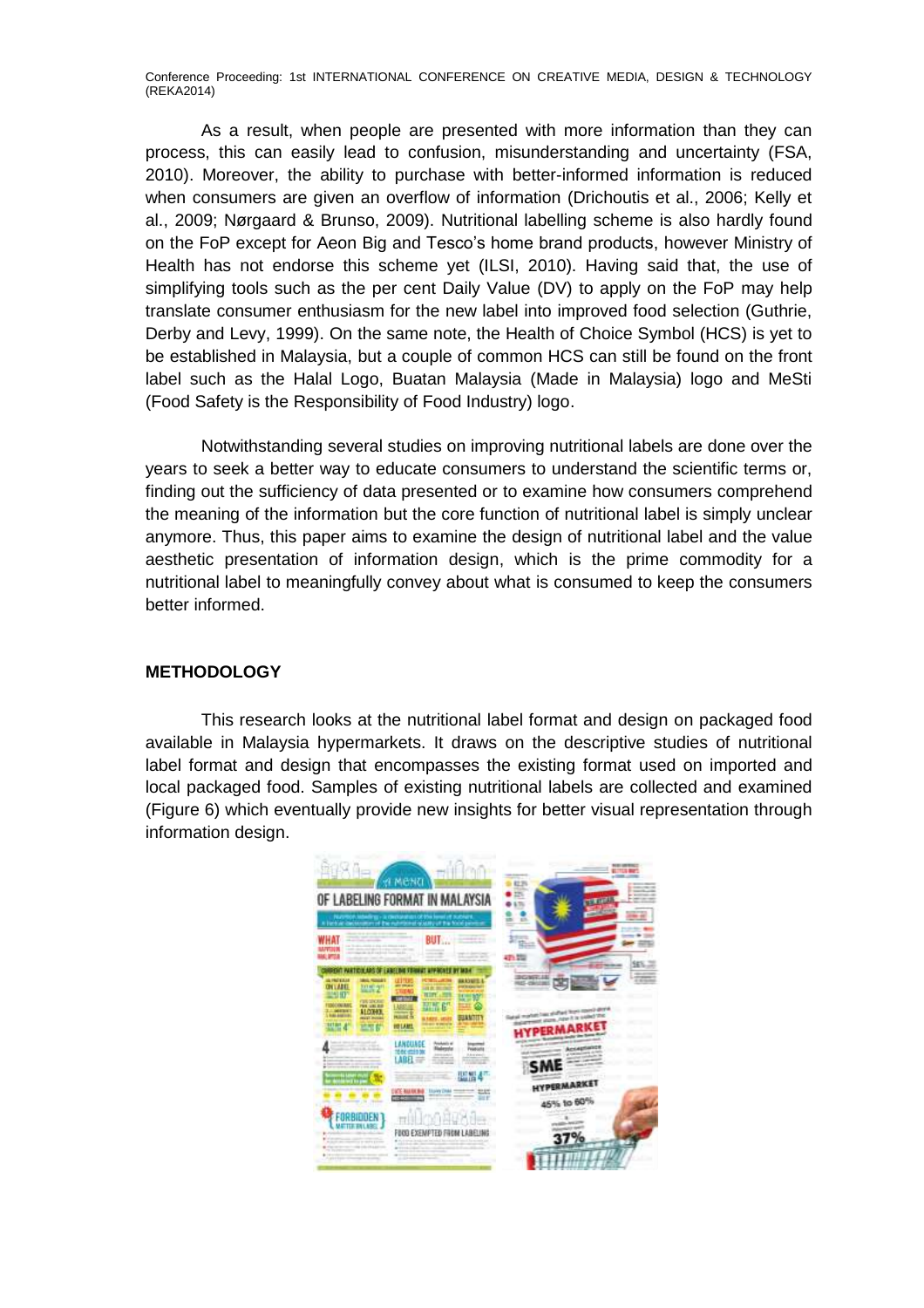As a result, when people are presented with more information than they can process, this can easily lead to confusion, misunderstanding and uncertainty (FSA, 2010). Moreover, the ability to purchase with better-informed information is reduced when consumers are given an overflow of information (Drichoutis et al., 2006; Kelly et al., 2009; Nørgaard & Brunso, 2009). Nutritional labelling scheme is also hardly found on the FoP except for Aeon Big and Tesco's home brand products, however Ministry of Health has not endorse this scheme yet (ILSI, 2010). Having said that, the use of simplifying tools such as the per cent Daily Value (DV) to apply on the FoP may help translate consumer enthusiasm for the new label into improved food selection (Guthrie, Derby and Levy, 1999). On the same note, the Health of Choice Symbol (HCS) is yet to be established in Malaysia, but a couple of common HCS can still be found on the front label such as the Halal Logo, Buatan Malaysia (Made in Malaysia) logo and MeSti (Food Safety is the Responsibility of Food Industry) logo.

Notwithstanding several studies on improving nutritional labels are done over the years to seek a better way to educate consumers to understand the scientific terms or, finding out the sufficiency of data presented or to examine how consumers comprehend the meaning of the information but the core function of nutritional label is simply unclear anymore. Thus, this paper aims to examine the design of nutritional label and the value aesthetic presentation of information design, which is the prime commodity for a nutritional label to meaningfully convey about what is consumed to keep the consumers better informed.

## METHODOLOGY

This research looks at the nutritional label format and design on packaged food available in Malaysia hypermarkets. It draws on the descriptive studies of nutritional label format and design that encompasses the existing format used on imported and local packaged food. Samples of existing nutritional labels are collected and examined (Figure 6) which eventually provide new insights for better visual representation through information design.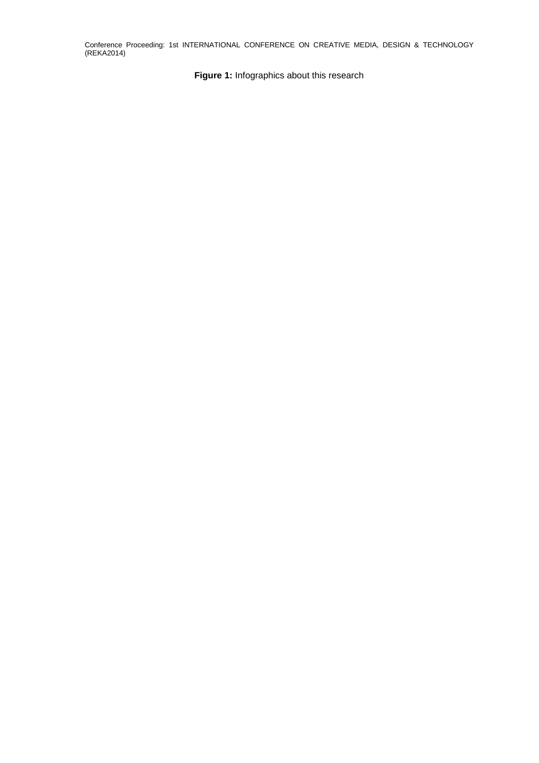**Figure 1:** Infographics about this research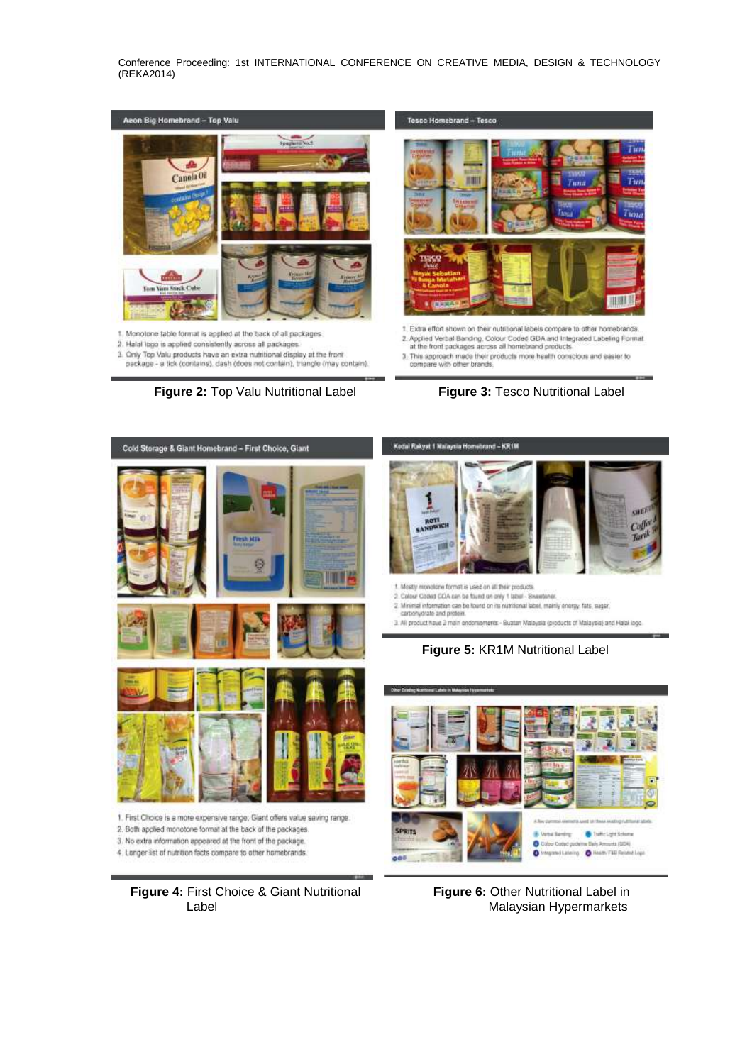**Figure 2:** Top Valu Nutritional Label

**Figure 3:** Tesco Nutritional Label

**Figure 4:** First Choice & Giant Nutritional Label

**Figure 5:** KR1M Nutritional Label

**Figure 6:** Other Nutritional Label in Malaysian Hypermarkets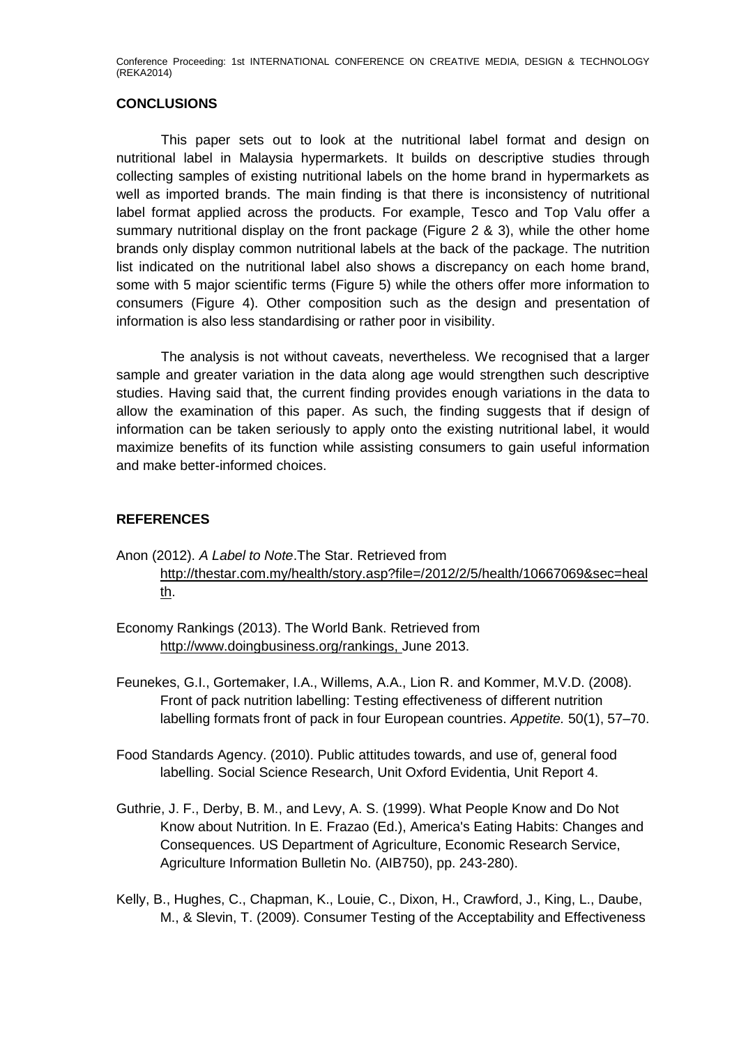## CONCLUSIONS

This paper sets out to look at the nutritional label format and design on nutritional label in Malaysia hypermarkets. It builds on descriptive studies through collecting samples of existing nutritional labels on the home brand in hypermarkets as well as imported brands. The main finding is that there is inconsistency of nutritional label format applied across the products. For example, Tesco and Top Valu offer a summary nutritional display on the front package (Figure 2 & 3), while the other home brands only display common nutritional labels at the back of the package. The nutrition list indicated on the nutritional label also shows a discrepancy on each home brand, some with 5 major scientific terms (Figure 5) while the others offer more information to consumers (Figure 4). Other composition such as the design and presentation of information is also less standardising or rather poor in visibility.

The analysis is not without caveats, nevertheless. We recognised that a larger sample and greater variation in the data along age would strengthen such descriptive studies. Having said that, the current finding provides enough variations in the data to allow the examination of this paper. As such, the finding suggests that if design of information can be taken seriously to apply onto the existing nutritional label, it would maximize benefits of its function while assisting consumers to gain useful information and make better-informed choices.

## REFERENCES

Anon (2012). *A Label to Note*.The Star. Retrieved from http://thestar.com.my/health/story.asp?file=/2012/2/5/health/10667069&sec=health.

Economy Rankings (2013). The World Bank. Retrieved from http://www.doingbusiness.org/rankings, June 2013.

Feunekes, G.I., Gortemaker, I.A., Willems, A.A., Lion R. and Kommer, M.V.D. (2008). Front of pack nutrition labelling: Testing effectiveness of different nutrition labelling formats front of pack in four European countries. *Appetite.* 50(1), 57–70.

Food Standards Agency. (2010). Public attitudes towards, and use of, general food labelling. Social Science Research, Unit Oxford Evidentia, Unit Report 4.

Guthrie, J. F., Derby, B. M., and Levy, A. S. (1999). What People Know and Do Not Know about Nutrition. In E. Frazao (Ed.), America's Eating Habits: Changes and Consequences. US Department of Agriculture, Economic Research Service, Agriculture Information Bulletin No. (AIB750), pp. 243-280).

Kelly, B., Hughes, C., Chapman, K., Louie, C., Dixon, H., Crawford, J., King, L., Daube, M., & Slevin, T. (2009). Consumer Testing of the Acceptability and Effectiveness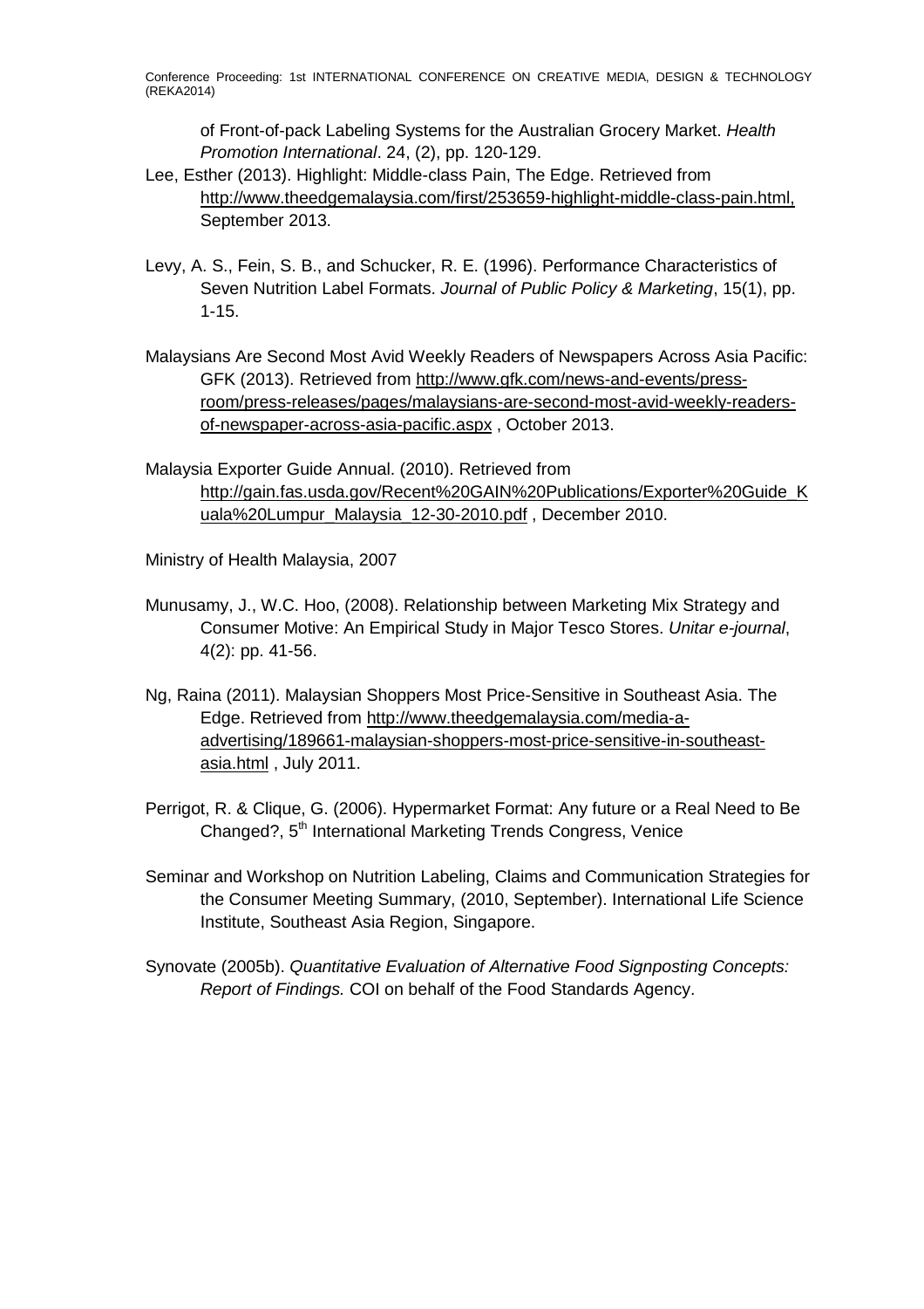of Front-of-pack Labeling Systems for the Australian Grocery Market. *Health Promotion International*. 24, (2), pp. 120-129.

Lee, Esther (2013). Highlight: Middle-class Pain, The Edge. Retrieved from http://www.theedgemalaysia.com/first/253659-highlight-middle-class-pain.html, September 2013.

Levy, A. S., Fein, S. B., and Schucker, R. E. (1996). Performance Characteristics of Seven Nutrition Label Formats. *Journal of Public Policy & Marketing*, 15(1), pp. 1-15.

Malaysians Are Second Most Avid Weekly Readers of Newspapers Across Asia Pacific: GFK (2013). Retrieved from http://www.gfk.com/news-and-events/press-room/press-releases/pages/malaysians-are-second-most-avid-weekly-readers-of-newspaper-across-asia-pacific.aspx , October 2013.

Malaysia Exporter Guide Annual. (2010). Retrieved from http://gain.fas.usda.gov/Recent%20GAIN%20Publications/Exporter%20Guide_Kuala%20Lumpur_Malaysia_12-30-2010.pdf , December 2010.

Ministry of Health Malaysia, 2007

Munusamy, J., W.C. Hoo, (2008). Relationship between Marketing Mix Strategy and Consumer Motive: An Empirical Study in Major Tesco Stores. *Unitar e-journal*, 4(2): pp. 41-56.

Ng, Raina (2011). Malaysian Shoppers Most Price-Sensitive in Southeast Asia. The Edge. Retrieved from http://www.theedgemalaysia.com/media-a-advertising/189661-malaysian-shoppers-most-price-sensitive-in-southeast-asia.html , July 2011.

Perrigot, R. & Clique, G. (2006). Hypermarket Format: Any future or a Real Need to Be Changed?, 5th International Marketing Trends Congress, Venice

Seminar and Workshop on Nutrition Labeling, Claims and Communication Strategies for the Consumer Meeting Summary, (2010, September). International Life Science Institute, Southeast Asia Region, Singapore.

Synovate (2005b). *Quantitative Evaluation of Alternative Food Signposting Concepts: Report of Findings.* COI on behalf of the Food Standards Agency.